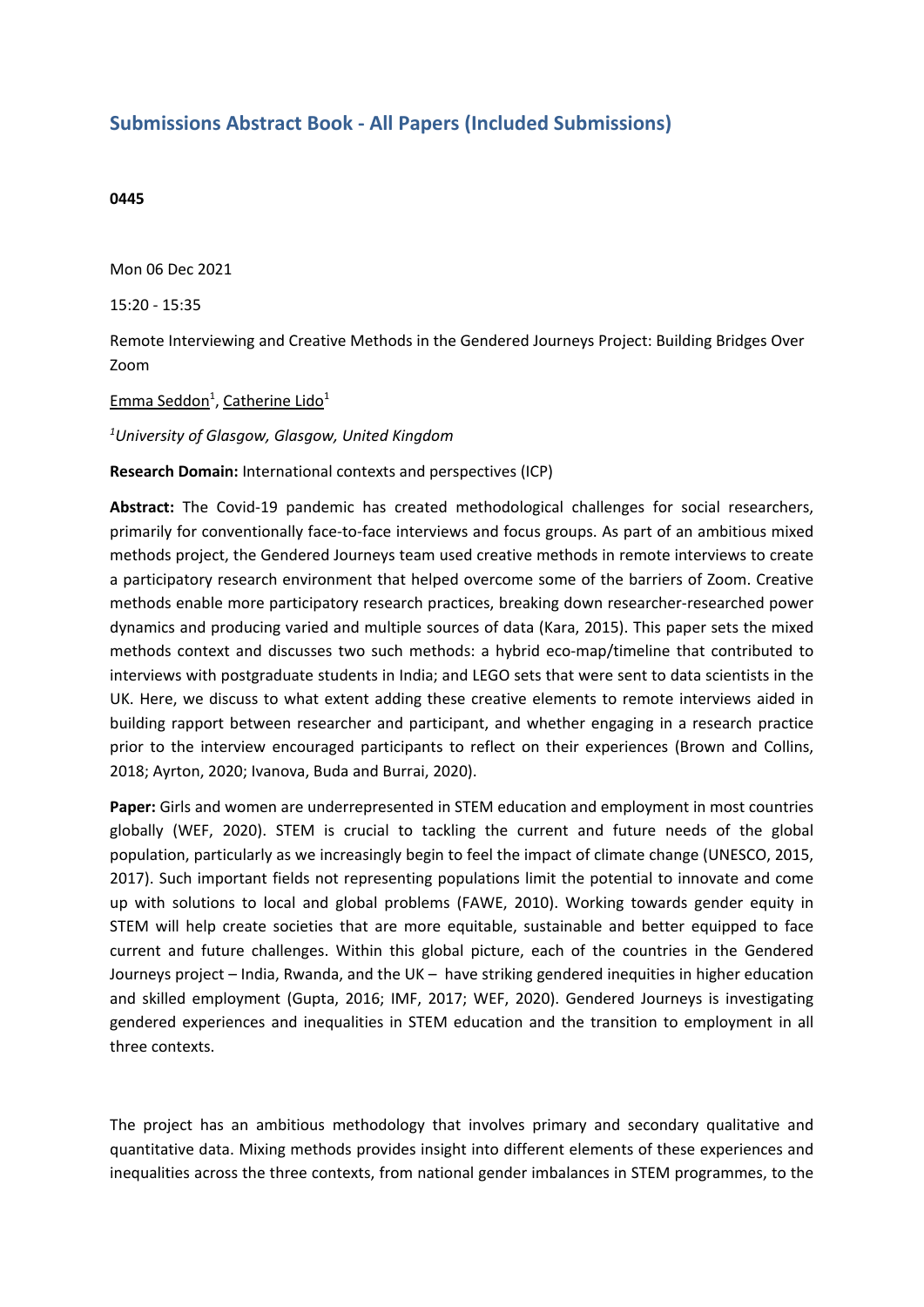# Submissions Abstract Book - All Papers (Included Submissions)

**0445**

Mon 06 Dec 2021

15:20 - 15:35

Remote Interviewing and Creative Methods in the Gendered Journeys Project: Building Bridges Over Zoom

Emma Seddon[1], Catherine Lido[1]

*[1]University of Glasgow, Glasgow, United Kingdom*

**Research Domain:** International contexts and perspectives (ICP)

**Abstract:** The Covid-19 pandemic has created methodological challenges for social researchers, primarily for conventionally face-to-face interviews and focus groups. As part of an ambitious mixed methods project, the Gendered Journeys team used creative methods in remote interviews to create a participatory research environment that helped overcome some of the barriers of Zoom. Creative methods enable more participatory research practices, breaking down researcher-researched power dynamics and producing varied and multiple sources of data (Kara, 2015). This paper sets the mixed methods context and discusses two such methods: a hybrid eco-map/timeline that contributed to interviews with postgraduate students in India; and LEGO sets that were sent to data scientists in the UK. Here, we discuss to what extent adding these creative elements to remote interviews aided in building rapport between researcher and participant, and whether engaging in a research practice prior to the interview encouraged participants to reflect on their experiences (Brown and Collins, 2018; Ayrton, 2020; Ivanova, Buda and Burrai, 2020).

**Paper:** Girls and women are underrepresented in STEM education and employment in most countries globally (WEF, 2020). STEM is crucial to tackling the current and future needs of the global population, particularly as we increasingly begin to feel the impact of climate change (UNESCO, 2015, 2017). Such important fields not representing populations limit the potential to innovate and come up with solutions to local and global problems (FAWE, 2010). Working towards gender equity in STEM will help create societies that are more equitable, sustainable and better equipped to face current and future challenges. Within this global picture, each of the countries in the Gendered Journeys project – India, Rwanda, and the UK – have striking gendered inequities in higher education and skilled employment (Gupta, 2016; IMF, 2017; WEF, 2020). Gendered Journeys is investigating gendered experiences and inequalities in STEM education and the transition to employment in all three contexts.

The project has an ambitious methodology that involves primary and secondary qualitative and quantitative data. Mixing methods provides insight into different elements of these experiences and inequalities across the three contexts, from national gender imbalances in STEM programmes, to the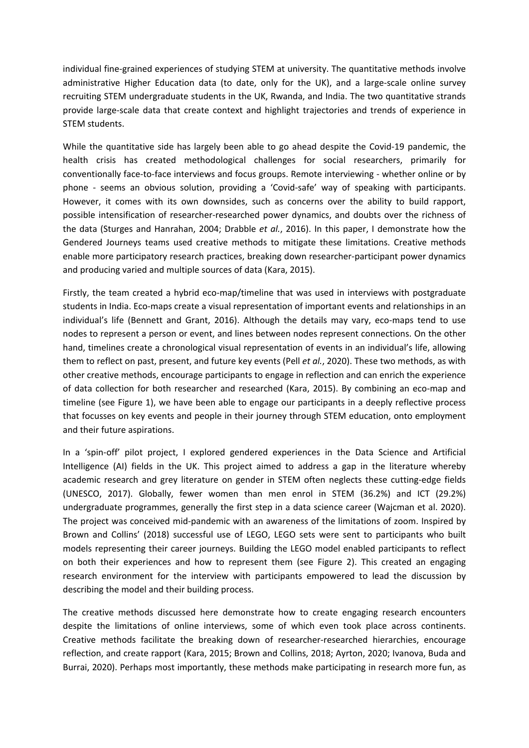individual fine-grained experiences of studying STEM at university. The quantitative methods involve administrative Higher Education data (to date, only for the UK), and a large-scale online survey recruiting STEM undergraduate students in the UK, Rwanda, and India. The two quantitative strands provide large-scale data that create context and highlight trajectories and trends of experience in STEM students.

While the quantitative side has largely been able to go ahead despite the Covid-19 pandemic, the health crisis has created methodological challenges for social researchers, primarily for conventionally face-to-face interviews and focus groups. Remote interviewing - whether online or by phone - seems an obvious solution, providing a 'Covid-safe' way of speaking with participants. However, it comes with its own downsides, such as concerns over the ability to build rapport, possible intensification of researcher-researched power dynamics, and doubts over the richness of the data (Sturges and Hanrahan, 2004; Drabble *et al.*, 2016). In this paper, I demonstrate how the Gendered Journeys teams used creative methods to mitigate these limitations. Creative methods enable more participatory research practices, breaking down researcher-participant power dynamics and producing varied and multiple sources of data (Kara, 2015).

Firstly, the team created a hybrid eco-map/timeline that was used in interviews with postgraduate students in India. Eco-maps create a visual representation of important events and relationships in an individual's life (Bennett and Grant, 2016). Although the details may vary, eco-maps tend to use nodes to represent a person or event, and lines between nodes represent connections. On the other hand, timelines create a chronological visual representation of events in an individual's life, allowing them to reflect on past, present, and future key events (Pell *et al.*, 2020). These two methods, as with other creative methods, encourage participants to engage in reflection and can enrich the experience of data collection for both researcher and researched (Kara, 2015). By combining an eco-map and timeline (see Figure 1), we have been able to engage our participants in a deeply reflective process that focusses on key events and people in their journey through STEM education, onto employment and their future aspirations.

In a 'spin-off' pilot project, I explored gendered experiences in the Data Science and Artificial Intelligence (AI) fields in the UK. This project aimed to address a gap in the literature whereby academic research and grey literature on gender in STEM often neglects these cutting-edge fields (UNESCO, 2017). Globally, fewer women than men enrol in STEM (36.2%) and ICT (29.2%) undergraduate programmes, generally the first step in a data science career (Wajcman et al. 2020). The project was conceived mid-pandemic with an awareness of the limitations of zoom. Inspired by Brown and Collins' (2018) successful use of LEGO, LEGO sets were sent to participants who built models representing their career journeys. Building the LEGO model enabled participants to reflect on both their experiences and how to represent them (see Figure 2). This created an engaging research environment for the interview with participants empowered to lead the discussion by describing the model and their building process.

The creative methods discussed here demonstrate how to create engaging research encounters despite the limitations of online interviews, some of which even took place across continents. Creative methods facilitate the breaking down of researcher-researched hierarchies, encourage reflection, and create rapport (Kara, 2015; Brown and Collins, 2018; Ayrton, 2020; Ivanova, Buda and Burrai, 2020). Perhaps most importantly, these methods make participating in research more fun, as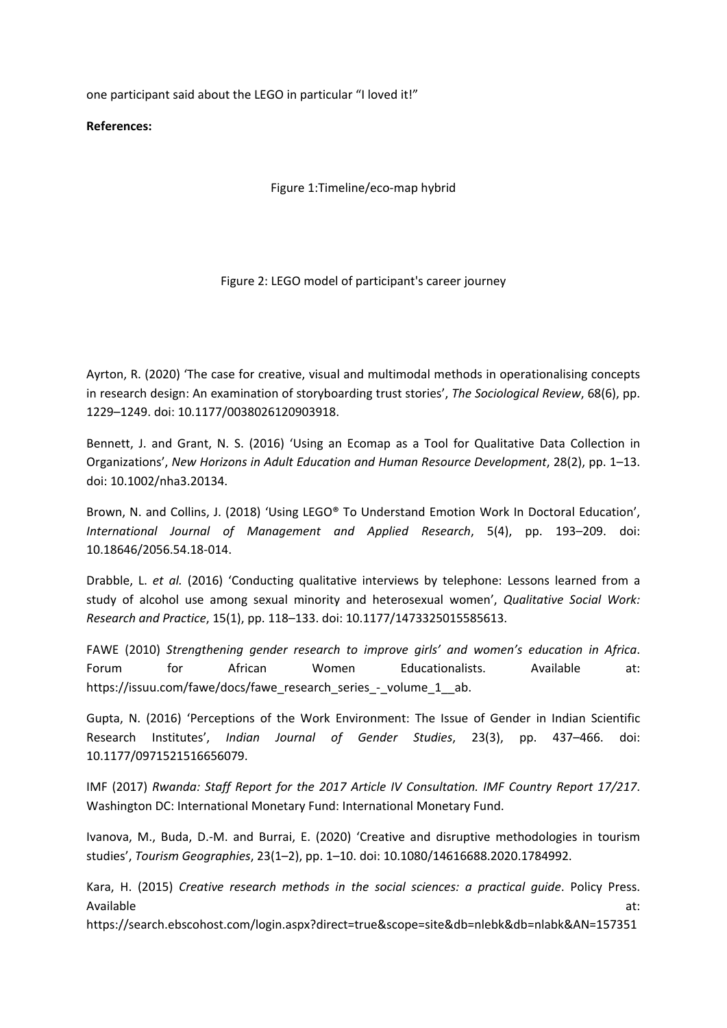one participant said about the LEGO in particular "I loved it!"

**References:**

Figure 1:Timeline/eco-map hybrid

Figure 2: LEGO model of participant's career journey

Ayrton, R. (2020) 'The case for creative, visual and multimodal methods in operationalising concepts in research design: An examination of storyboarding trust stories', *The Sociological Review*, 68(6), pp. 1229–1249. doi: 10.1177/0038026120903918.

Bennett, J. and Grant, N. S. (2016) 'Using an Ecomap as a Tool for Qualitative Data Collection in Organizations', *New Horizons in Adult Education and Human Resource Development*, 28(2), pp. 1–13. doi: 10.1002/nha3.20134.

Brown, N. and Collins, J. (2018) 'Using LEGO® To Understand Emotion Work In Doctoral Education', *International Journal of Management and Applied Research*, 5(4), pp. 193–209. doi: 10.18646/2056.54.18-014.

Drabble, L. *et al.* (2016) 'Conducting qualitative interviews by telephone: Lessons learned from a study of alcohol use among sexual minority and heterosexual women', *Qualitative Social Work: Research and Practice*, 15(1), pp. 118–133. doi: 10.1177/1473325015585613.

FAWE (2010) *Strengthening gender research to improve girls' and women's education in Africa*. Forum for African Women Educationalists. Available at: https://issuu.com/fawe/docs/fawe_research_series_-_volume_1__ab.

Gupta, N. (2016) 'Perceptions of the Work Environment: The Issue of Gender in Indian Scientific Research Institutes', *Indian Journal of Gender Studies*, 23(3), pp. 437–466. doi: 10.1177/0971521516656079.

IMF (2017) *Rwanda: Staff Report for the 2017 Article IV Consultation. IMF Country Report 17/217*. Washington DC: International Monetary Fund: International Monetary Fund.

Ivanova, M., Buda, D.-M. and Burrai, E. (2020) 'Creative and disruptive methodologies in tourism studies', *Tourism Geographies*, 23(1–2), pp. 1–10. doi: 10.1080/14616688.2020.1784992.

Kara, H. (2015) *Creative research methods in the social sciences: a practical guide*. Policy Press. Available at: https://search.ebscohost.com/login.aspx?direct=true&scope=site&db=nlebk&db=nlabk&AN=157351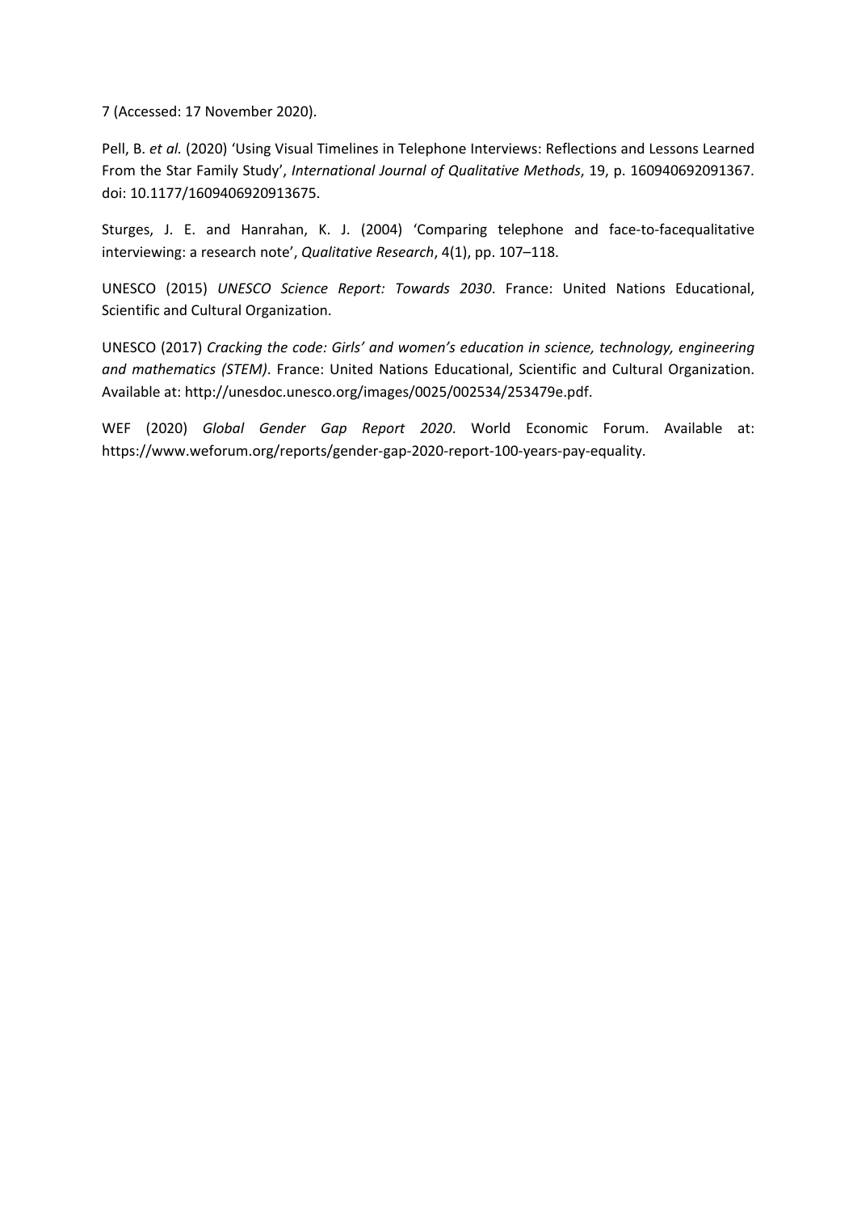7 (Accessed: 17 November 2020).

Pell, B. *et al.* (2020) 'Using Visual Timelines in Telephone Interviews: Reflections and Lessons Learned From the Star Family Study', *International Journal of Qualitative Methods*, 19, p. 160940692091367. doi: 10.1177/1609406920913675.

Sturges, J. E. and Hanrahan, K. J. (2004) 'Comparing telephone and face-to-facequalitative interviewing: a research note', *Qualitative Research*, 4(1), pp. 107–118.

UNESCO (2015) *UNESCO Science Report: Towards 2030*. France: United Nations Educational, Scientific and Cultural Organization.

UNESCO (2017) *Cracking the code: Girls' and women's education in science, technology, engineering and mathematics (STEM)*. France: United Nations Educational, Scientific and Cultural Organization. Available at: http://unesdoc.unesco.org/images/0025/002534/253479e.pdf.

WEF (2020) *Global Gender Gap Report 2020*. World Economic Forum. Available at: https://www.weforum.org/reports/gender-gap-2020-report-100-years-pay-equality.